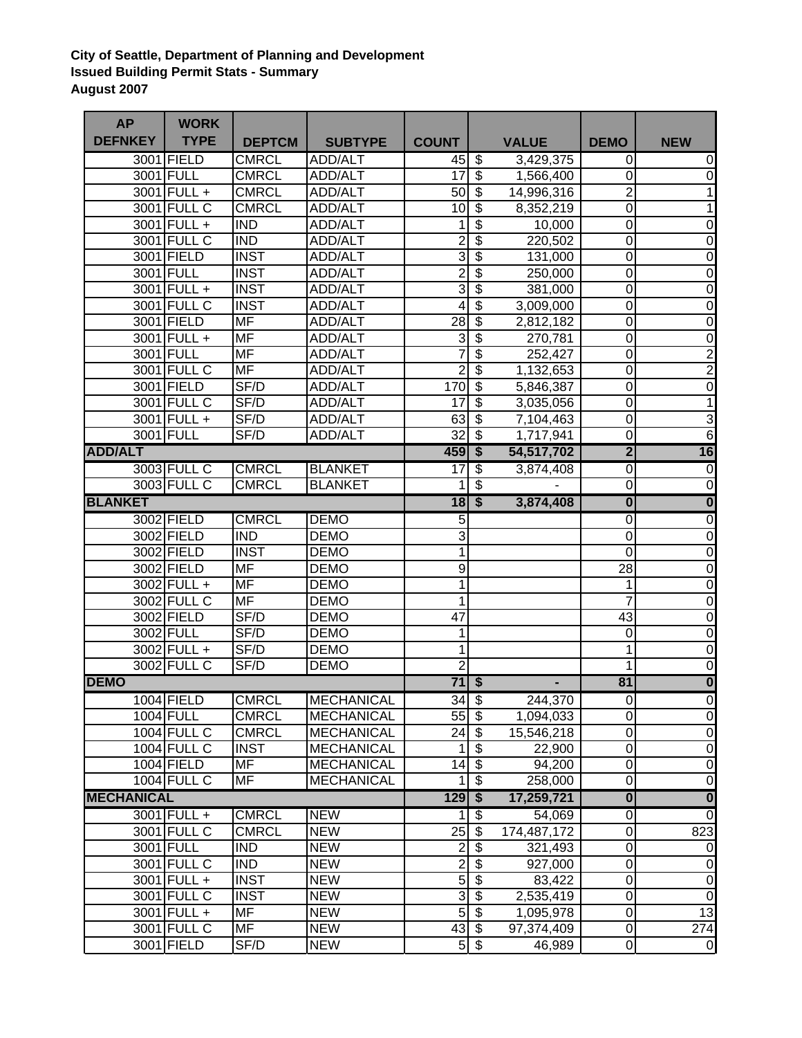**City of Seattle, Department of Planning and Development**
**Issued Building Permit Stats - Summary**
**August 2007**

| AP DEFNKEY | WORK TYPE | DEPTCM | SUBTYPE | COUNT | VALUE | DEMO | NEW |
|---|---|---|---|---|---|---|---|
| 3001 | FIELD | CMRCL | ADD/ALT | 45 | $ 3,429,375 | 0 | 0 |
| 3001 | FULL | CMRCL | ADD/ALT | 17 | $ 1,566,400 | 0 | 0 |
| 3001 | FULL + | CMRCL | ADD/ALT | 50 | $ 14,996,316 | 2 | 1 |
| 3001 | FULL C | CMRCL | ADD/ALT | 10 | $ 8,352,219 | 0 | 1 |
| 3001 | FULL + | IND | ADD/ALT | 1 | $ 10,000 | 0 | 0 |
| 3001 | FULL C | IND | ADD/ALT | 2 | $ 220,502 | 0 | 0 |
| 3001 | FIELD | INST | ADD/ALT | 3 | $ 131,000 | 0 | 0 |
| 3001 | FULL | INST | ADD/ALT | 2 | $ 250,000 | 0 | 0 |
| 3001 | FULL + | INST | ADD/ALT | 3 | $ 381,000 | 0 | 0 |
| 3001 | FULL C | INST | ADD/ALT | 4 | $ 3,009,000 | 0 | 0 |
| 3001 | FIELD | MF | ADD/ALT | 28 | $ 2,812,182 | 0 | 0 |
| 3001 | FULL + | MF | ADD/ALT | 3 | $ 270,781 | 0 | 0 |
| 3001 | FULL | MF | ADD/ALT | 7 | $ 252,427 | 0 | 2 |
| 3001 | FULL C | MF | ADD/ALT | 2 | $ 1,132,653 | 0 | 2 |
| 3001 | FIELD | SF/D | ADD/ALT | 170 | $ 5,846,387 | 0 | 0 |
| 3001 | FULL C | SF/D | ADD/ALT | 17 | $ 3,035,056 | 0 | 1 |
| 3001 | FULL + | SF/D | ADD/ALT | 63 | $ 7,104,463 | 0 | 3 |
| 3001 | FULL | SF/D | ADD/ALT | 32 | $ 1,717,941 | 0 | 6 |
| **ADD/ALT** | | | | **459** | **$ 54,517,702** | **2** | **16** |
| 3003 | FULL C | CMRCL | BLANKET | 17 | $ 3,874,408 | 0 | 0 |
| 3003 | FULL C | CMRCL | BLANKET | 1 | $ - | 0 | 0 |
| **BLANKET** | | | | **18** | **$ 3,874,408** | **0** | **0** |
| 3002 | FIELD | CMRCL | DEMO | 5 | | 0 | 0 |
| 3002 | FIELD | IND | DEMO | 3 | | 0 | 0 |
| 3002 | FIELD | INST | DEMO | 1 | | 0 | 0 |
| 3002 | FIELD | MF | DEMO | 9 | | 28 | 0 |
| 3002 | FULL + | MF | DEMO | 1 | | 1 | 0 |
| 3002 | FULL C | MF | DEMO | 1 | | 7 | 0 |
| 3002 | FIELD | SF/D | DEMO | 47 | | 43 | 0 |
| 3002 | FULL | SF/D | DEMO | 1 | | 0 | 0 |
| 3002 | FULL + | SF/D | DEMO | 1 | | 1 | 0 |
| 3002 | FULL C | SF/D | DEMO | 2 | | 1 | 0 |
| **DEMO** | | | | **71** | **$ -** | **81** | **0** |
| 1004 | FIELD | CMRCL | MECHANICAL | 34 | $ 244,370 | 0 | 0 |
| 1004 | FULL | CMRCL | MECHANICAL | 55 | $ 1,094,033 | 0 | 0 |
| 1004 | FULL C | CMRCL | MECHANICAL | 24 | $ 15,546,218 | 0 | 0 |
| 1004 | FULL C | INST | MECHANICAL | 1 | $ 22,900 | 0 | 0 |
| 1004 | FIELD | MF | MECHANICAL | 14 | $ 94,200 | 0 | 0 |
| 1004 | FULL C | MF | MECHANICAL | 1 | $ 258,000 | 0 | 0 |
| **MECHANICAL** | | | | **129** | **$ 17,259,721** | **0** | **0** |
| 3001 | FULL + | CMRCL | NEW | 1 | $ 54,069 | 0 | 0 |
| 3001 | FULL C | CMRCL | NEW | 25 | $ 174,487,172 | 0 | 823 |
| 3001 | FULL | IND | NEW | 2 | $ 321,493 | 0 | 0 |
| 3001 | FULL C | IND | NEW | 2 | $ 927,000 | 0 | 0 |
| 3001 | FULL + | INST | NEW | 5 | $ 83,422 | 0 | 0 |
| 3001 | FULL C | INST | NEW | 3 | $ 2,535,419 | 0 | 0 |
| 3001 | FULL + | MF | NEW | 5 | $ 1,095,978 | 0 | 13 |
| 3001 | FULL C | MF | NEW | 43 | $ 97,374,409 | 0 | 274 |
| 3001 | FIELD | SF/D | NEW | 5 | $ 46,989 | 0 | 0 |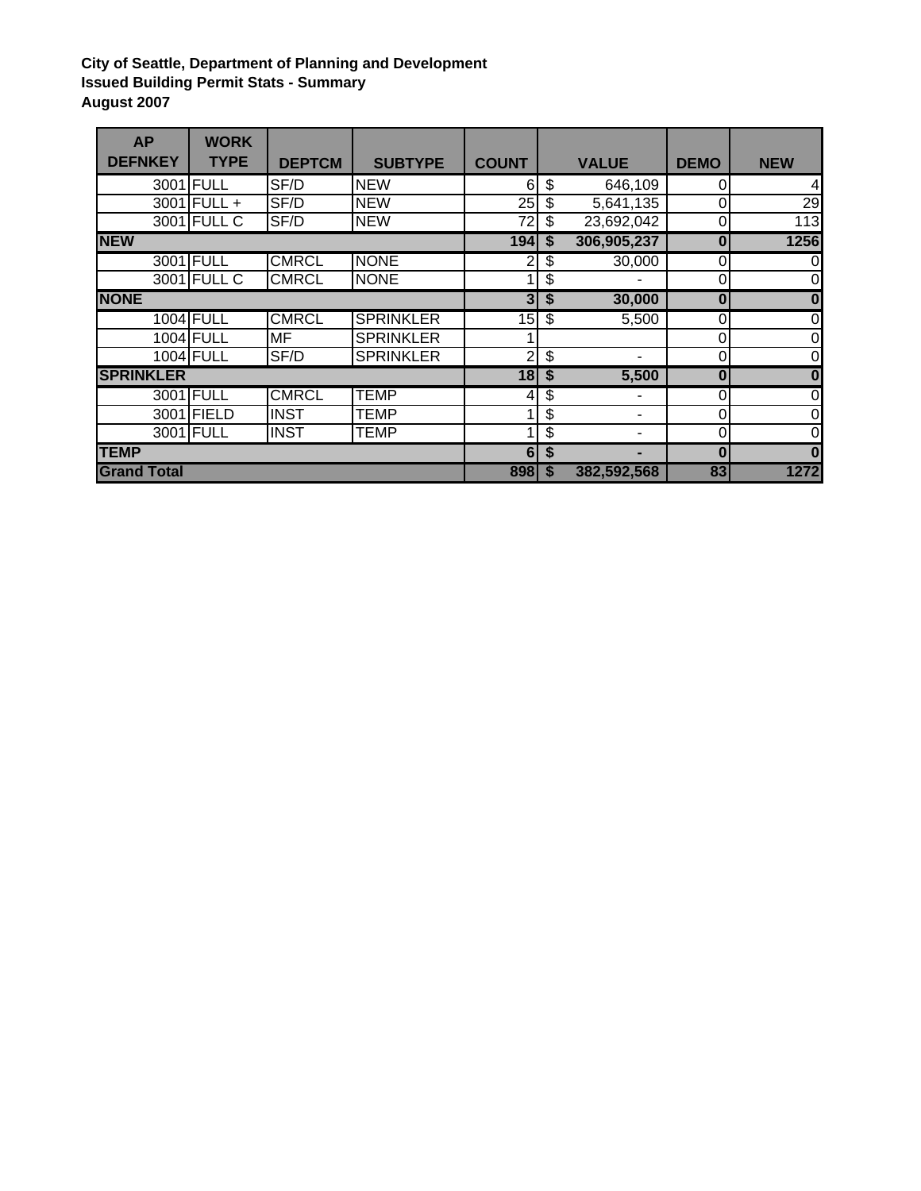**City of Seattle, Department of Planning and Development**
**Issued Building Permit Stats - Summary**
**August 2007**

| AP DEFNKEY | WORK TYPE | DEPTCM | SUBTYPE | COUNT | VALUE | DEMO | NEW |
|---|---|---|---|---|---|---|---|
| 3001 | FULL | SF/D | NEW | 6 | $ 646,109 | 0 | 4 |
| 3001 | FULL + | SF/D | NEW | 25 | $ 5,641,135 | 0 | 29 |
| 3001 | FULL C | SF/D | NEW | 72 | $ 23,692,042 | 0 | 113 |
| **NEW** | | | | **194** | **$ 306,905,237** | **0** | **1256** |
| 3001 | FULL | CMRCL | NONE | 2 | $ 30,000 | 0 | 0 |
| 3001 | FULL C | CMRCL | NONE | 1 | $ - | 0 | 0 |
| **NONE** | | | | **3** | **$ 30,000** | **0** | **0** |
| 1004 | FULL | CMRCL | SPRINKLER | 15 | $ 5,500 | 0 | 0 |
| 1004 | FULL | MF | SPRINKLER | 1 | | 0 | 0 |
| 1004 | FULL | SF/D | SPRINKLER | 2 | $ - | 0 | 0 |
| **SPRINKLER** | | | | **18** | **$ 5,500** | **0** | **0** |
| 3001 | FULL | CMRCL | TEMP | 4 | $ - | 0 | 0 |
| 3001 | FIELD | INST | TEMP | 1 | $ - | 0 | 0 |
| 3001 | FULL | INST | TEMP | 1 | $ - | 0 | 0 |
| **TEMP** | | | | **6** | **$ -** | **0** | **0** |
| **Grand Total** | | | | **898** | **$ 382,592,568** | **83** | **1272** |